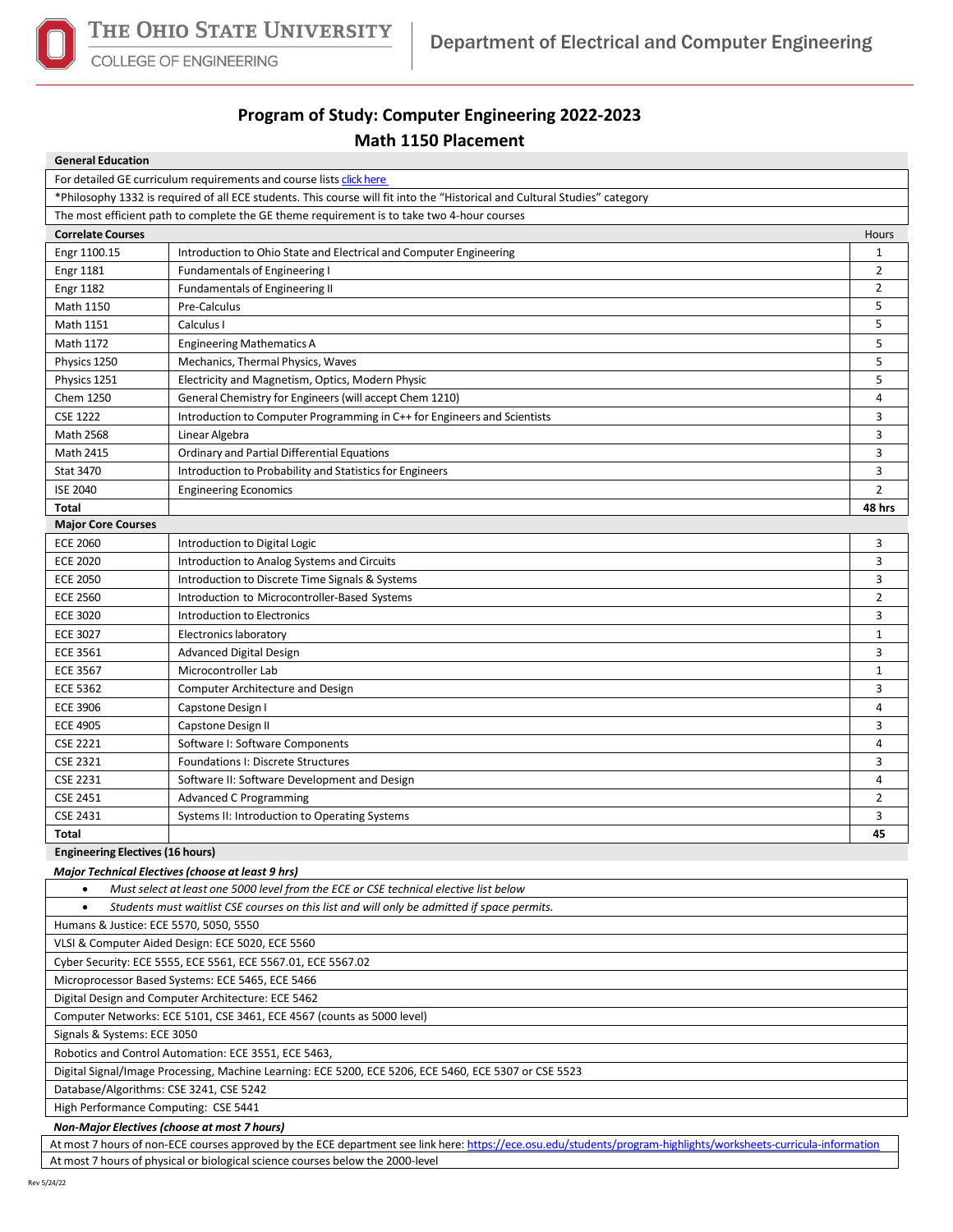# Program of Study: Computer Engineering 2022-2023

## Math 1150 Placement

**General Education**

For detailed GE curriculum requirements and course lists click here

*Philosophy 1332 is required of all ECE students. This course will fit into the "Historical and Cultural Studies" category

The most efficient path to complete the GE theme requirement is to take two 4-hour courses

| **Correlate Courses** | | Hours |
|---|---|---|
| Engr 1100.15 | Introduction to Ohio State and Electrical and Computer Engineering | 1 |
| Engr 1181 | Fundamentals of Engineering I | 2 |
| Engr 1182 | Fundamentals of Engineering II | 2 |
| Math 1150 | Pre-Calculus | 5 |
| Math 1151 | Calculus I | 5 |
| Math 1172 | Engineering Mathematics A | 5 |
| Physics 1250 | Mechanics, Thermal Physics, Waves | 5 |
| Physics 1251 | Electricity and Magnetism, Optics, Modern Physic | 5 |
| Chem 1250 | General Chemistry for Engineers (will accept Chem 1210) | 4 |
| CSE 1222 | Introduction to Computer Programming in C++ for Engineers and Scientists | 3 |
| Math 2568 | Linear Algebra | 3 |
| Math 2415 | Ordinary and Partial Differential Equations | 3 |
| Stat 3470 | Introduction to Probability and Statistics for Engineers | 3 |
| ISE 2040 | Engineering Economics | 2 |
| **Total** | | **48 hrs** |

| **Major Core Courses** | | |
|---|---|---|
| ECE 2060 | Introduction to Digital Logic | 3 |
| ECE 2020 | Introduction to Analog Systems and Circuits | 3 |
| ECE 2050 | Introduction to Discrete Time Signals & Systems | 3 |
| ECE 2560 | Introduction to Microcontroller-Based Systems | 2 |
| ECE 3020 | Introduction to Electronics | 3 |
| ECE 3027 | Electronics laboratory | 1 |
| ECE 3561 | Advanced Digital Design | 3 |
| ECE 3567 | Microcontroller Lab | 1 |
| ECE 5362 | Computer Architecture and Design | 3 |
| ECE 3906 | Capstone Design I | 4 |
| ECE 4905 | Capstone Design II | 3 |
| CSE 2221 | Software I: Software Components | 4 |
| CSE 2321 | Foundations I: Discrete Structures | 3 |
| CSE 2231 | Software II: Software Development and Design | 4 |
| CSE 2451 | Advanced C Programming | 2 |
| CSE 2431 | Systems II: Introduction to Operating Systems | 3 |
| **Total** | | **45** |

**Engineering Electives (16 hours)**

***Major Technical Electives (choose at least 9 hrs)***

- *Must select at least one 5000 level from the ECE or CSE technical elective list below*
- *Students must waitlist CSE courses on this list and will only be admitted if space permits.*

Humans & Justice: ECE 5570, 5050, 5550

VLSI & Computer Aided Design: ECE 5020, ECE 5560

Cyber Security: ECE 5555, ECE 5561, ECE 5567.01, ECE 5567.02

Microprocessor Based Systems: ECE 5465, ECE 5466

Digital Design and Computer Architecture: ECE 5462

Computer Networks: ECE 5101, CSE 3461, ECE 4567 (counts as 5000 level)

Signals & Systems: ECE 3050

Robotics and Control Automation: ECE 3551, ECE 5463,

Digital Signal/Image Processing, Machine Learning: ECE 5200, ECE 5206, ECE 5460, ECE 5307 or CSE 5523

Database/Algorithms: CSE 3241, CSE 5242

High Performance Computing: CSE 5441

***Non-Major Electives (choose at most 7 hours)***

At most 7 hours of non-ECE courses approved by the ECE department see link here: https://ece.osu.edu/students/program-highlights/worksheets-curricula-information

At most 7 hours of physical or biological science courses below the 2000-level

Rev 5/24/22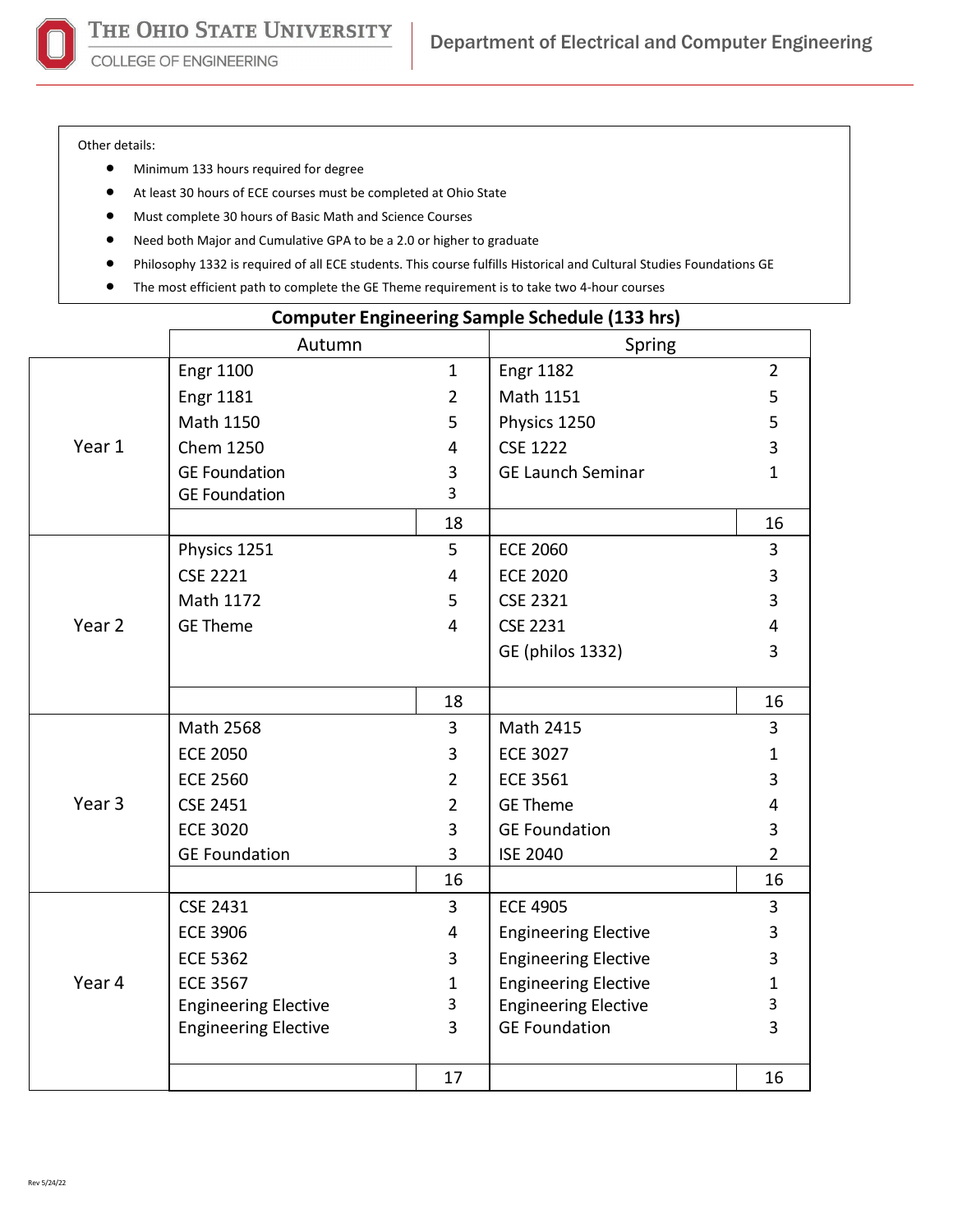Other details:

- Minimum 133 hours required for degree
- At least 30 hours of ECE courses must be completed at Ohio State
- Must complete 30 hours of Basic Math and Science Courses
- Need both Major and Cumulative GPA to be a 2.0 or higher to graduate
- Philosophy 1332 is required of all ECE students. This course fulfills Historical and Cultural Studies Foundations GE
- The most efficient path to complete the GE Theme requirement is to take two 4-hour courses

## Computer Engineering Sample Schedule (133 hrs)

| | Autumn | | Spring | |
|---|---|---|---|---|
| Year 1 | Engr 1100 | 1 | Engr 1182 | 2 |
| | Engr 1181 | 2 | Math 1151 | 5 |
| | Math 1150 | 5 | Physics 1250 | 5 |
| | Chem 1250 | 4 | CSE 1222 | 3 |
| | GE Foundation | 3 | GE Launch Seminar | 1 |
| | GE Foundation | 3 | | |
| | | 18 | | 16 |
| Year 2 | Physics 1251 | 5 | ECE 2060 | 3 |
| | CSE 2221 | 4 | ECE 2020 | 3 |
| | Math 1172 | 5 | CSE 2321 | 3 |
| | GE Theme | 4 | CSE 2231 | 4 |
| | | | GE (philos 1332) | 3 |
| | | 18 | | 16 |
| Year 3 | Math 2568 | 3 | Math 2415 | 3 |
| | ECE 2050 | 3 | ECE 3027 | 1 |
| | ECE 2560 | 2 | ECE 3561 | 3 |
| | CSE 2451 | 2 | GE Theme | 4 |
| | ECE 3020 | 3 | GE Foundation | 3 |
| | GE Foundation | 3 | ISE 2040 | 2 |
| | | 16 | | 16 |
| Year 4 | CSE 2431 | 3 | ECE 4905 | 3 |
| | ECE 3906 | 4 | Engineering Elective | 3 |
| | ECE 5362 | 3 | Engineering Elective | 3 |
| | ECE 3567 | 1 | Engineering Elective | 1 |
| | Engineering Elective | 3 | Engineering Elective | 3 |
| | Engineering Elective | 3 | GE Foundation | 3 |
| | | 17 | | 16 |

Rev 5/24/22